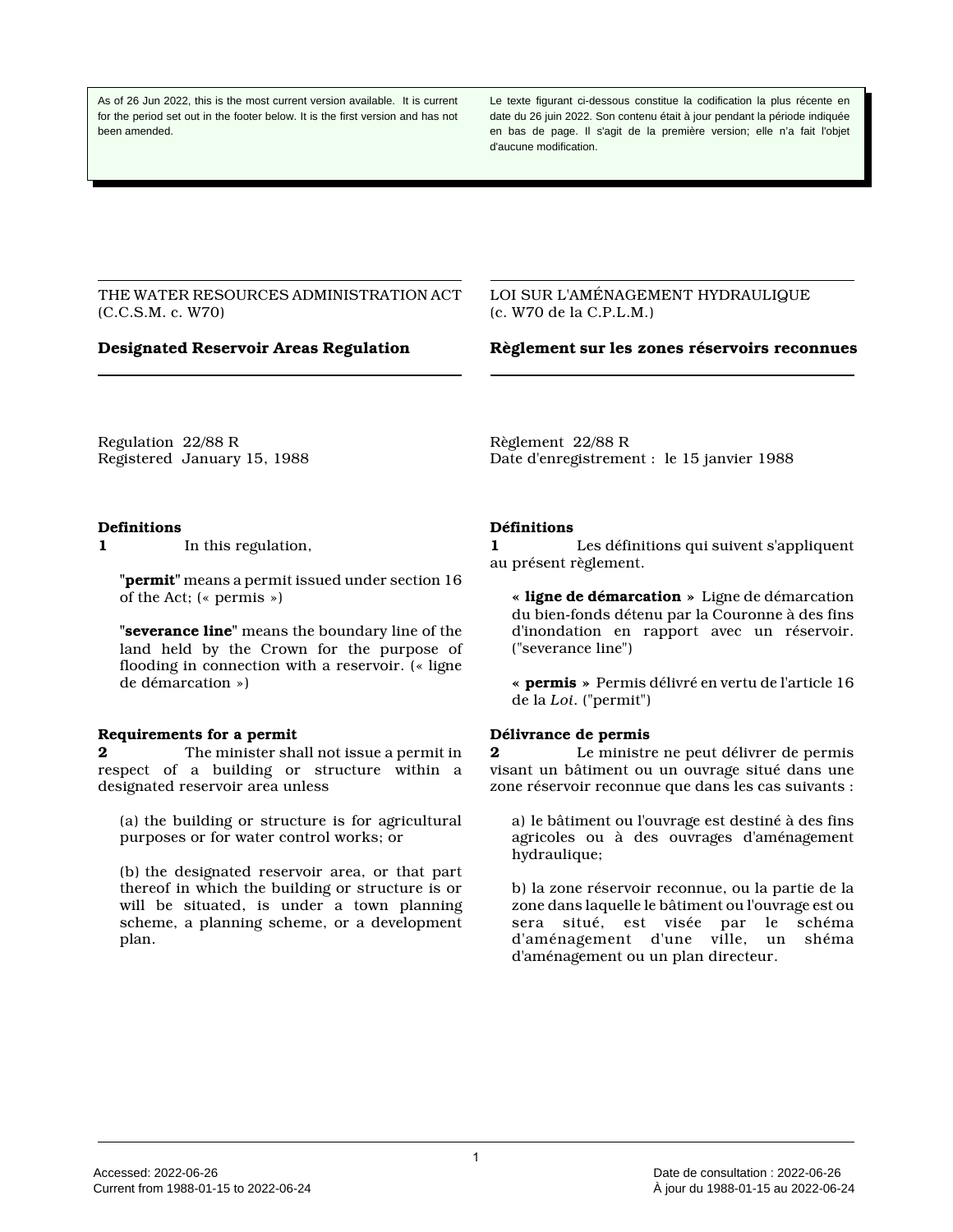As of 26 Jun 2022, this is the most current version available. It is current for the period set out in the footer below. It is the first version and has not been amended.

Le texte figurant ci-dessous constitue la codification la plus récente en date du 26 juin 2022. Son contenu était à jour pendant la période indiquée en bas de page. Il s'agit de la première version; elle n'a fait l'objet d'aucune modification.

THE WATER RESOURCES ADMINISTRATION ACT
(C.C.S.M. c. W70)

## Designated Reservoir Areas Regulation

Regulation 22/88 R
Registered January 15, 1988

### Definitions

**1** In this regulation,

"**permit**" means a permit issued under section 16 of the Act; (« permis »)

"**severance line**" means the boundary line of the land held by the Crown for the purpose of flooding in connection with a reservoir. (« ligne de démarcation »)

### Requirements for a permit

**2** The minister shall not issue a permit in respect of a building or structure within a designated reservoir area unless

(a) the building or structure is for agricultural purposes or for water control works; or

(b) the designated reservoir area, or that part thereof in which the building or structure is or will be situated, is under a town planning scheme, a planning scheme, or a development plan.

LOI SUR L'AMÉNAGEMENT HYDRAULIQUE
(c. W70 de la C.P.L.M.)

## Règlement sur les zones réservoirs reconnues

Règlement 22/88 R
Date d'enregistrement : le 15 janvier 1988

### Définitions

**1** Les définitions qui suivent s'appliquent au présent règlement.

**« ligne de démarcation »** Ligne de démarcation du bien-fonds détenu par la Couronne à des fins d'inondation en rapport avec un réservoir. ("severance line")

**« permis »** Permis délivré en vertu de l'article 16 de la *Loi*. ("permit")

### Délivrance de permis

**2** Le ministre ne peut délivrer de permis visant un bâtiment ou un ouvrage situé dans une zone réservoir reconnue que dans les cas suivants :

a) le bâtiment ou l'ouvrage est destiné à des fins agricoles ou à des ouvrages d'aménagement hydraulique;

b) la zone réservoir reconnue, ou la partie de la zone dans laquelle le bâtiment ou l'ouvrage est ou sera situé, est visée par le schéma d'aménagement d'une ville, un shéma d'aménagement ou un plan directeur.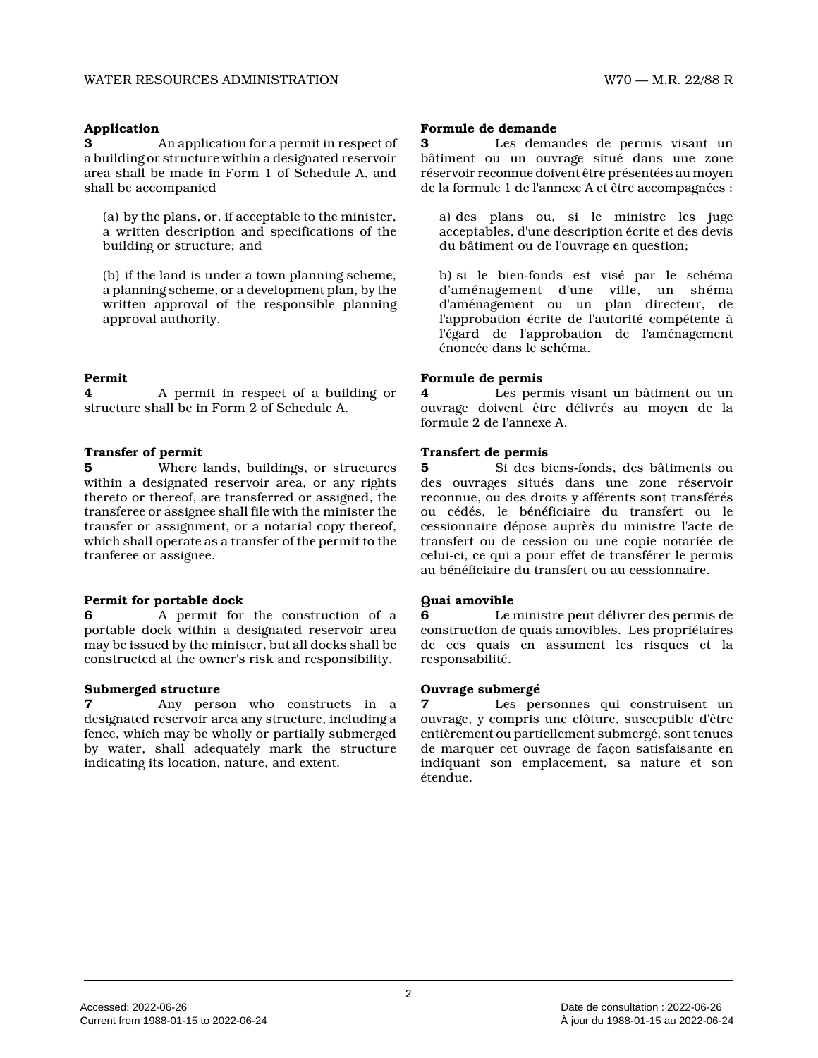**Application**

**3** An application for a permit in respect of a building or structure within a designated reservoir area shall be made in Form 1 of Schedule A, and shall be accompanied

(a) by the plans, or, if acceptable to the minister, a written description and specifications of the building or structure; and

(b) if the land is under a town planning scheme, a planning scheme, or a development plan, by the written approval of the responsible planning approval authority.

**Permit**

**4** A permit in respect of a building or structure shall be in Form 2 of Schedule A.

**Transfer of permit**

**5** Where lands, buildings, or structures within a designated reservoir area, or any rights thereto or thereof, are transferred or assigned, the transferee or assignee shall file with the minister the transfer or assignment, or a notarial copy thereof, which shall operate as a transfer of the permit to the tranferee or assignee.

**Permit for portable dock**

**6** A permit for the construction of a portable dock within a designated reservoir area may be issued by the minister, but all docks shall be constructed at the owner's risk and responsibility.

**Submerged structure**

**7** Any person who constructs in a designated reservoir area any structure, including a fence, which may be wholly or partially submerged by water, shall adequately mark the structure indicating its location, nature, and extent.

**Formule de demande**

**3** Les demandes de permis visant un bâtiment ou un ouvrage situé dans une zone réservoir reconnue doivent être présentées au moyen de la formule 1 de l'annexe A et être accompagnées :

a) des plans ou, si le ministre les juge acceptables, d'une description écrite et des devis du bâtiment ou de l'ouvrage en question;

b) si le bien-fonds est visé par le schéma d'aménagement d'une ville, un shéma d'aménagement ou un plan directeur, de l'approbation écrite de l'autorité compétente à l'égard de l'approbation de l'aménagement énoncée dans le schéma.

**Formule de permis**

**4** Les permis visant un bâtiment ou un ouvrage doivent être délivrés au moyen de la formule 2 de l'annexe A.

**Transfert de permis**

**5** Si des biens-fonds, des bâtiments ou des ouvrages situés dans une zone réservoir reconnue, ou des droits y afférents sont transférés ou cédés, le bénéficiaire du transfert ou le cessionnaire dépose auprès du ministre l'acte de transfert ou de cession ou une copie notariée de celui-ci, ce qui a pour effet de transférer le permis au bénéficiaire du transfert ou au cessionnaire.

**Quai amovible**

**6** Le ministre peut délivrer des permis de construction de quais amovibles. Les propriétaires de ces quais en assument les risques et la responsabilité.

**Ouvrage submergé**

**7** Les personnes qui construisent un ouvrage, y compris une clôture, susceptible d'être entièrement ou partiellement submergé, sont tenues de marquer cet ouvrage de façon satisfaisante en indiquant son emplacement, sa nature et son étendue.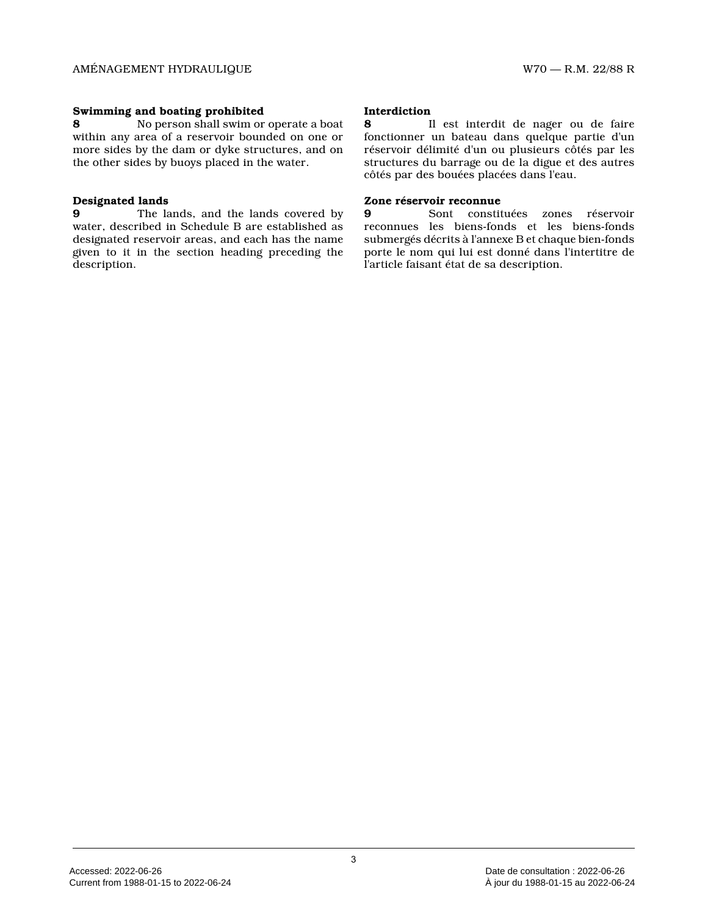**Swimming and boating prohibited**

**8** No person shall swim or operate a boat within any area of a reservoir bounded on one or more sides by the dam or dyke structures, and on the other sides by buoys placed in the water.

**Interdiction**

**8** Il est interdit de nager ou de faire fonctionner un bateau dans quelque partie d'un réservoir délimité d'un ou plusieurs côtés par les structures du barrage ou de la digue et des autres côtés par des bouées placées dans l'eau.

**Designated lands**

**9** The lands, and the lands covered by water, described in Schedule B are established as designated reservoir areas, and each has the name given to it in the section heading preceding the description.

**Zone réservoir reconnue**

**9** Sont constituées zones réservoir reconnues les biens-fonds et les biens-fonds submergés décrits à l'annexe B et chaque bien-fonds porte le nom qui lui est donné dans l'intertitre de l'article faisant état de sa description.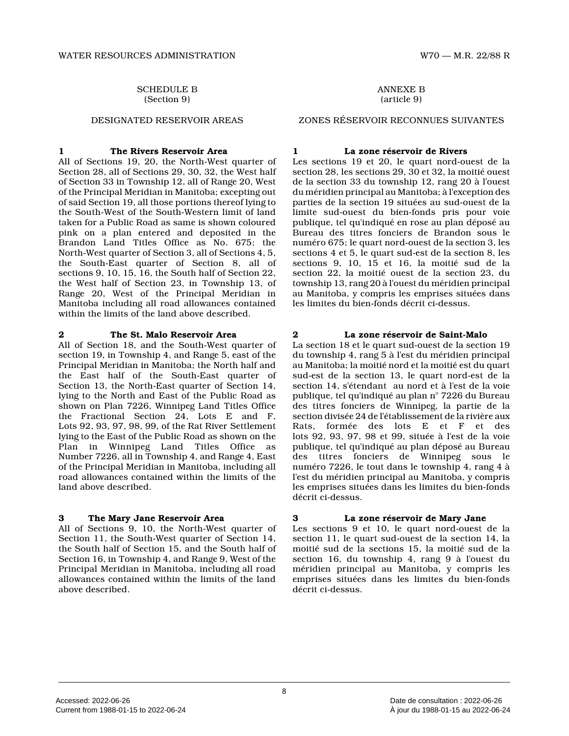SCHEDULE B
(Section 9)

DESIGNATED RESERVOIR AREAS

**1 The Rivers Reservoir Area**

All of Sections 19, 20, the North-West quarter of Section 28, all of Sections 29, 30, 32, the West half of Section 33 in Township 12, all of Range 20, West of the Principal Meridian in Manitoba; excepting out of said Section 19, all those portions thereof lying to the South-West of the South-Western limit of land taken for a Public Road as same is shown coloured pink on a plan entered and deposited in the Brandon Land Titles Office as No. 675; the North-West quarter of Section 3, all of Sections 4, 5, the South-East quarter of Section 8, all of sections 9, 10, 15, 16, the South half of Section 22, the West half of Section 23, in Township 13, of Range 20, West of the Principal Meridian in Manitoba including all road allowances contained within the limits of the land above described.

**2 The St. Malo Reservoir Area**

All of Section 18, and the South-West quarter of section 19, in Township 4, and Range 5, east of the Principal Meridian in Manitoba; the North half and the East half of the South-East quarter of Section 13, the North-East quarter of Section 14, lying to the North and East of the Public Road as shown on Plan 7226, Winnipeg Land Titles Office the Fractional Section 24, Lots E and F, Lots 92, 93, 97, 98, 99, of the Rat River Settlement lying to the East of the Public Road as shown on the Plan in Winnipeg Land Titles Office as Number 7226, all in Township 4, and Range 4, East of the Principal Meridian in Manitoba, including all road allowances contained within the limits of the land above described.

**3 The Mary Jane Reservoir Area**

All of Sections 9, 10, the North-West quarter of Section 11, the South-West quarter of Section 14, the South half of Section 15, and the South half of Section 16, in Township 4, and Range 9, West of the Principal Meridian in Manitoba, including all road allowances contained within the limits of the land above described.

ANNEXE B
(article 9)

ZONES RÉSERVOIR RECONNUES SUIVANTES

**1 La zone réservoir de Rivers**

Les sections 19 et 20, le quart nord-ouest de la section 28, les sections 29, 30 et 32, la moitié ouest de la section 33 du township 12, rang 20 à l'ouest du méridien principal au Manitoba; à l'exception des parties de la section 19 situées au sud-ouest de la limite sud-ouest du bien-fonds pris pour voie publique, tel qu'indiqué en rose au plan déposé au Bureau des titres fonciers de Brandon sous le numéro 675; le quart nord-ouest de la section 3, les sections 4 et 5, le quart sud-est de la section 8, les sections 9, 10, 15 et 16, la moitié sud de la section 22, la moitié ouest de la section 23, du township 13, rang 20 à l'ouest du méridien principal au Manitoba, y compris les emprises situées dans les limites du bien-fonds décrit ci-dessus.

**2 La zone réservoir de Saint-Malo**

La section 18 et le quart sud-ouest de la section 19 du township 4, rang 5 à l'est du méridien principal au Manitoba; la moitié nord et la moitié est du quart sud-est de la section 13, le quart nord-est de la section 14, s'étendant au nord et à l'est de la voie publique, tel qu'indiqué au plan n° 7226 du Bureau des titres fonciers de Winnipeg, la partie de la section divisée 24 de l'établissement de la rivière aux Rats, formée des lots E et F et des lots 92, 93, 97, 98 et 99, située à l'est de la voie publique, tel qu'indiqué au plan déposé au Bureau des titres fonciers de Winnipeg sous le numéro 7226, le tout dans le township 4, rang 4 à l'est du méridien principal au Manitoba, y compris les emprises situées dans les limites du bien-fonds décrit ci-dessus.

**3 La zone réservoir de Mary Jane**

Les sections 9 et 10, le quart nord-ouest de la section 11, le quart sud-ouest de la section 14, la moitié sud de la sections 15, la moitié sud de la section 16, du township 4, rang 9 à l'ouest du méridien principal au Manitoba, y compris les emprises situées dans les limites du bien-fonds décrit ci-dessus.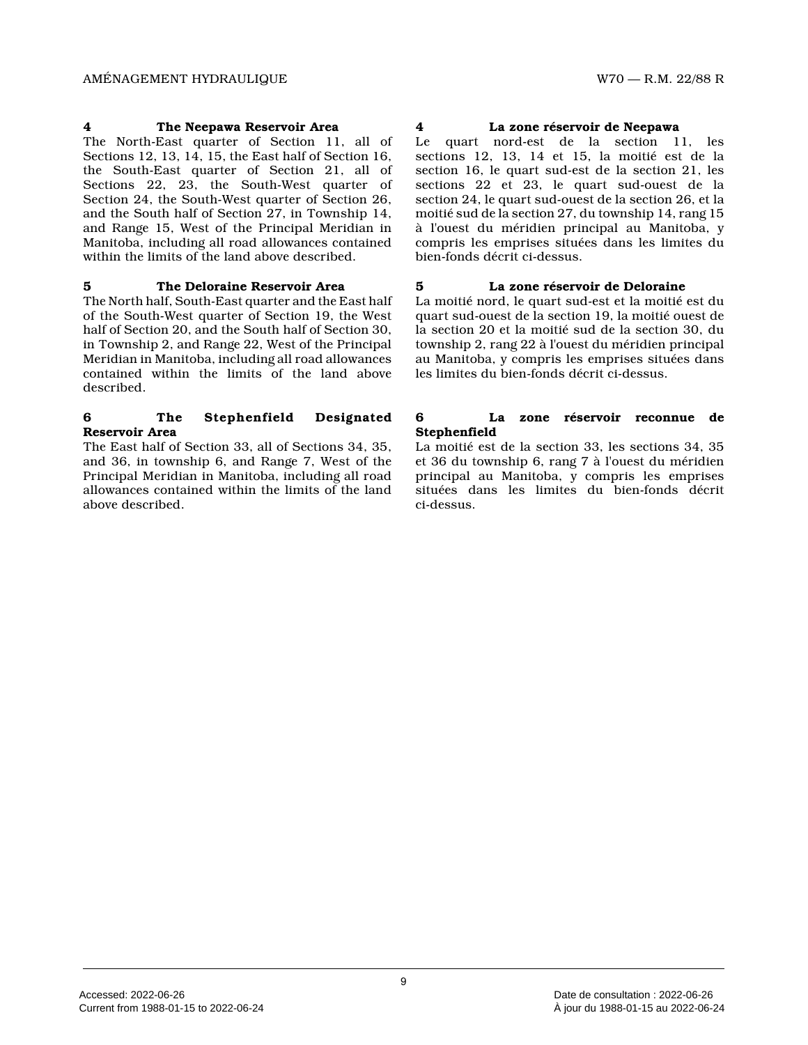**4 The Neepawa Reservoir Area**
The North-East quarter of Section 11, all of Sections 12, 13, 14, 15, the East half of Section 16, the South-East quarter of Section 21, all of Sections 22, 23, the South-West quarter of Section 24, the South-West quarter of Section 26, and the South half of Section 27, in Township 14, and Range 15, West of the Principal Meridian in Manitoba, including all road allowances contained within the limits of the land above described.

**4 La zone réservoir de Neepawa**
Le quart nord-est de la section 11, les sections 12, 13, 14 et 15, la moitié est de la section 16, le quart sud-est de la section 21, les sections 22 et 23, le quart sud-ouest de la section 24, le quart sud-ouest de la section 26, et la moitié sud de la section 27, du township 14, rang 15 à l'ouest du méridien principal au Manitoba, y compris les emprises situées dans les limites du bien-fonds décrit ci-dessus.

**5 The Deloraine Reservoir Area**
The North half, South-East quarter and the East half of the South-West quarter of Section 19, the West half of Section 20, and the South half of Section 30, in Township 2, and Range 22, West of the Principal Meridian in Manitoba, including all road allowances contained within the limits of the land above described.

**5 La zone réservoir de Deloraine**
La moitié nord, le quart sud-est et la moitié est du quart sud-ouest de la section 19, la moitié ouest de la section 20 et la moitié sud de la section 30, du township 2, rang 22 à l'ouest du méridien principal au Manitoba, y compris les emprises situées dans les limites du bien-fonds décrit ci-dessus.

**6 The Stephenfield Designated Reservoir Area**
The East half of Section 33, all of Sections 34, 35, and 36, in township 6, and Range 7, West of the Principal Meridian in Manitoba, including all road allowances contained within the limits of the land above described.

**6 La zone réservoir reconnue de Stephenfield**
La moitié est de la section 33, les sections 34, 35 et 36 du township 6, rang 7 à l'ouest du méridien principal au Manitoba, y compris les emprises situées dans les limites du bien-fonds décrit ci-dessus.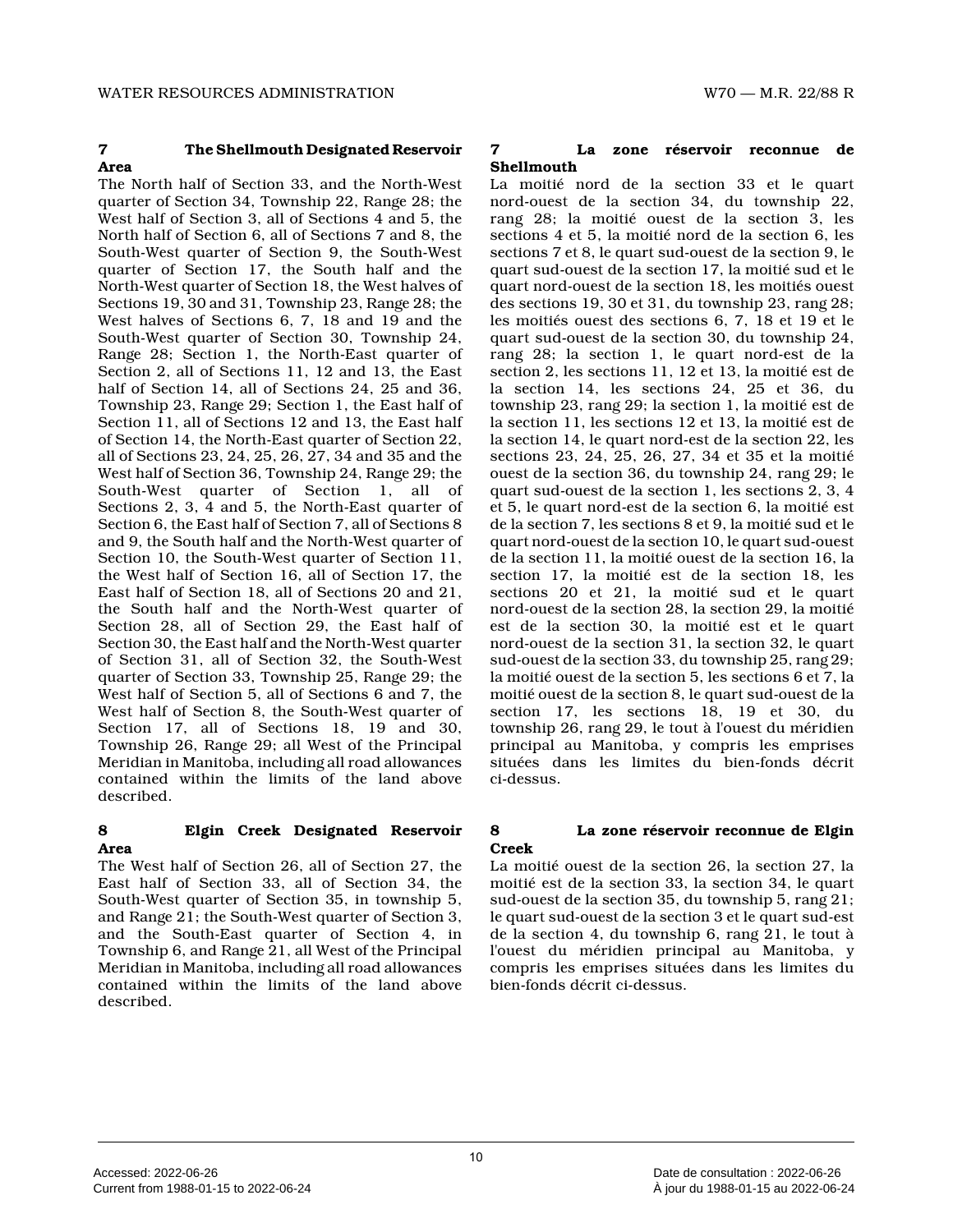### 7 The Shellmouth Designated Reservoir Area

The North half of Section 33, and the North-West quarter of Section 34, Township 22, Range 28; the West half of Section 3, all of Sections 4 and 5, the North half of Section 6, all of Sections 7 and 8, the South-West quarter of Section 9, the South-West quarter of Section 17, the South half and the North-West quarter of Section 18, the West halves of Sections 19, 30 and 31, Township 23, Range 28; the West halves of Sections 6, 7, 18 and 19 and the South-West quarter of Section 30, Township 24, Range 28; Section 1, the North-East quarter of Section 2, all of Sections 11, 12 and 13, the East half of Section 14, all of Sections 24, 25 and 36, Township 23, Range 29; Section 1, the East half of Section 11, all of Sections 12 and 13, the East half of Section 14, the North-East quarter of Section 22, all of Sections 23, 24, 25, 26, 27, 34 and 35 and the West half of Section 36, Township 24, Range 29; the South-West quarter of Section 1, all of Sections 2, 3, 4 and 5, the North-East quarter of Section 6, the East half of Section 7, all of Sections 8 and 9, the South half and the North-West quarter of Section 10, the South-West quarter of Section 11, the West half of Section 16, all of Section 17, the East half of Section 18, all of Sections 20 and 21, the South half and the North-West quarter of Section 28, all of Section 29, the East half of Section 30, the East half and the North-West quarter of Section 31, all of Section 32, the South-West quarter of Section 33, Township 25, Range 29; the West half of Section 5, all of Sections 6 and 7, the West half of Section 8, the South-West quarter of Section 17, all of Sections 18, 19 and 30, Township 26, Range 29; all West of the Principal Meridian in Manitoba, including all road allowances contained within the limits of the land above described.

### 7 La zone réservoir reconnue de Shellmouth

La moitié nord de la section 33 et le quart nord-ouest de la section 34, du township 22, rang 28; la moitié ouest de la section 3, les sections 4 et 5, la moitié nord de la section 6, les sections 7 et 8, le quart sud-ouest de la section 9, le quart sud-ouest de la section 17, la moitié sud et le quart nord-ouest de la section 18, les moitiés ouest des sections 19, 30 et 31, du township 23, rang 28; les moitiés ouest des sections 6, 7, 18 et 19 et le quart sud-ouest de la section 30, du township 24, rang 28; la section 1, le quart nord-est de la section 2, les sections 11, 12 et 13, la moitié est de la section 14, les sections 24, 25 et 36, du township 23, rang 29; la section 1, la moitié est de la section 11, les sections 12 et 13, la moitié est de la section 14, le quart nord-est de la section 22, les sections 23, 24, 25, 26, 27, 34 et 35 et la moitié ouest de la section 36, du township 24, rang 29; le quart sud-ouest de la section 1, les sections 2, 3, 4 et 5, le quart nord-est de la section 6, la moitié est de la section 7, les sections 8 et 9, la moitié sud et le quart nord-ouest de la section 10, le quart sud-ouest de la section 11, la moitié ouest de la section 16, la section 17, la moitié est de la section 18, les sections 20 et 21, la moitié sud et le quart nord-ouest de la section 28, la section 29, la moitié est de la section 30, la moitié est et le quart nord-ouest de la section 31, la section 32, le quart sud-ouest de la section 33, du township 25, rang 29; la moitié ouest de la section 5, les sections 6 et 7, la moitié ouest de la section 8, le quart sud-ouest de la section 17, les sections 18, 19 et 30, du township 26, rang 29, le tout à l'ouest du méridien principal au Manitoba, y compris les emprises situées dans les limites du bien-fonds décrit ci-dessus.

### 8 Elgin Creek Designated Reservoir Area

The West half of Section 26, all of Section 27, the East half of Section 33, all of Section 34, the South-West quarter of Section 35, in township 5, and Range 21; the South-West quarter of Section 3, and the South-East quarter of Section 4, in Township 6, and Range 21, all West of the Principal Meridian in Manitoba, including all road allowances contained within the limits of the land above described.

### 8 La zone réservoir reconnue de Elgin Creek

La moitié ouest de la section 26, la section 27, la moitié est de la section 33, la section 34, le quart sud-ouest de la section 35, du township 5, rang 21; le quart sud-ouest de la section 3 et le quart sud-est de la section 4, du township 6, rang 21, le tout à l'ouest du méridien principal au Manitoba, y compris les emprises situées dans les limites du bien-fonds décrit ci-dessus.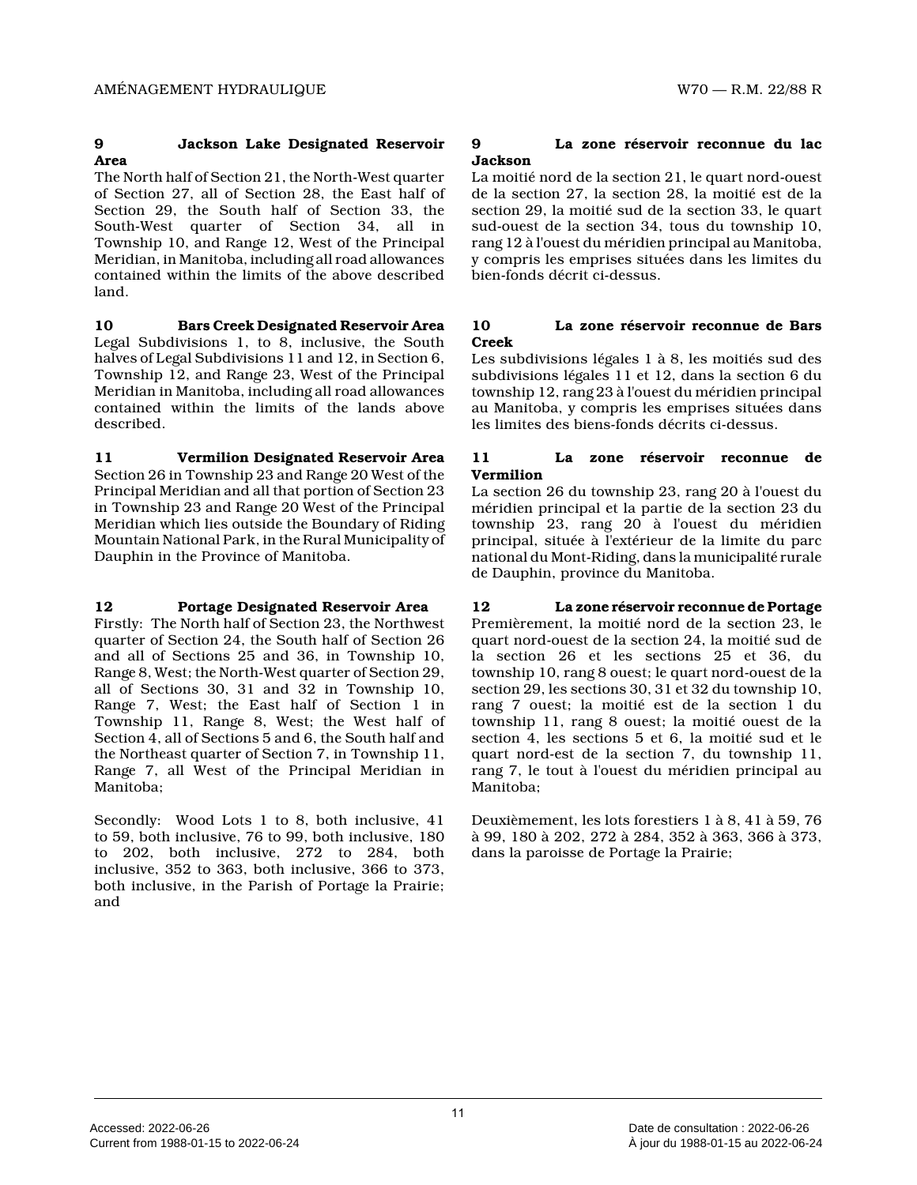**9 Jackson Lake Designated Reservoir Area**

The North half of Section 21, the North-West quarter of Section 27, all of Section 28, the East half of Section 29, the South half of Section 33, the South-West quarter of Section 34, all in Township 10, and Range 12, West of the Principal Meridian, in Manitoba, including all road allowances contained within the limits of the above described land.

**10 Bars Creek Designated Reservoir Area**

Legal Subdivisions 1, to 8, inclusive, the South halves of Legal Subdivisions 11 and 12, in Section 6, Township 12, and Range 23, West of the Principal Meridian in Manitoba, including all road allowances contained within the limits of the lands above described.

**11 Vermilion Designated Reservoir Area**

Section 26 in Township 23 and Range 20 West of the Principal Meridian and all that portion of Section 23 in Township 23 and Range 20 West of the Principal Meridian which lies outside the Boundary of Riding Mountain National Park, in the Rural Municipality of Dauphin in the Province of Manitoba.

**12 Portage Designated Reservoir Area**

Firstly: The North half of Section 23, the Northwest quarter of Section 24, the South half of Section 26 and all of Sections 25 and 36, in Township 10, Range 8, West; the North-West quarter of Section 29, all of Sections 30, 31 and 32 in Township 10, Range 7, West; the East half of Section 1 in Township 11, Range 8, West; the West half of Section 4, all of Sections 5 and 6, the South half and the Northeast quarter of Section 7, in Township 11, Range 7, all West of the Principal Meridian in Manitoba;

Secondly: Wood Lots 1 to 8, both inclusive, 41 to 59, both inclusive, 76 to 99, both inclusive, 180 to 202, both inclusive, 272 to 284, both inclusive, 352 to 363, both inclusive, 366 to 373, both inclusive, in the Parish of Portage la Prairie; and

**9 La zone réservoir reconnue du lac Jackson**

La moitié nord de la section 21, le quart nord-ouest de la section 27, la section 28, la moitié est de la section 29, la moitié sud de la section 33, le quart sud-ouest de la section 34, tous du township 10, rang 12 à l'ouest du méridien principal au Manitoba, y compris les emprises situées dans les limites du bien-fonds décrit ci-dessus.

**10 La zone réservoir reconnue de Bars Creek**

Les subdivisions légales 1 à 8, les moitiés sud des subdivisions légales 11 et 12, dans la section 6 du township 12, rang 23 à l'ouest du méridien principal au Manitoba, y compris les emprises situées dans les limites des biens-fonds décrits ci-dessus.

**11 La zone réservoir reconnue de Vermilion**

La section 26 du township 23, rang 20 à l'ouest du méridien principal et la partie de la section 23 du township 23, rang 20 à l'ouest du méridien principal, située à l'extérieur de la limite du parc national du Mont-Riding, dans la municipalité rurale de Dauphin, province du Manitoba.

**12 La zone réservoir reconnue de Portage**

Premièrement, la moitié nord de la section 23, le quart nord-ouest de la section 24, la moitié sud de la section 26 et les sections 25 et 36, du township 10, rang 8 ouest; le quart nord-ouest de la section 29, les sections 30, 31 et 32 du township 10, rang 7 ouest; la moitié est de la section 1 du township 11, rang 8 ouest; la moitié ouest de la section 4, les sections 5 et 6, la moitié sud et le quart nord-est de la section 7, du township 11, rang 7, le tout à l'ouest du méridien principal au Manitoba;

Deuxièmement, les lots forestiers 1 à 8, 41 à 59, 76 à 99, 180 à 202, 272 à 284, 352 à 363, 366 à 373, dans la paroisse de Portage la Prairie;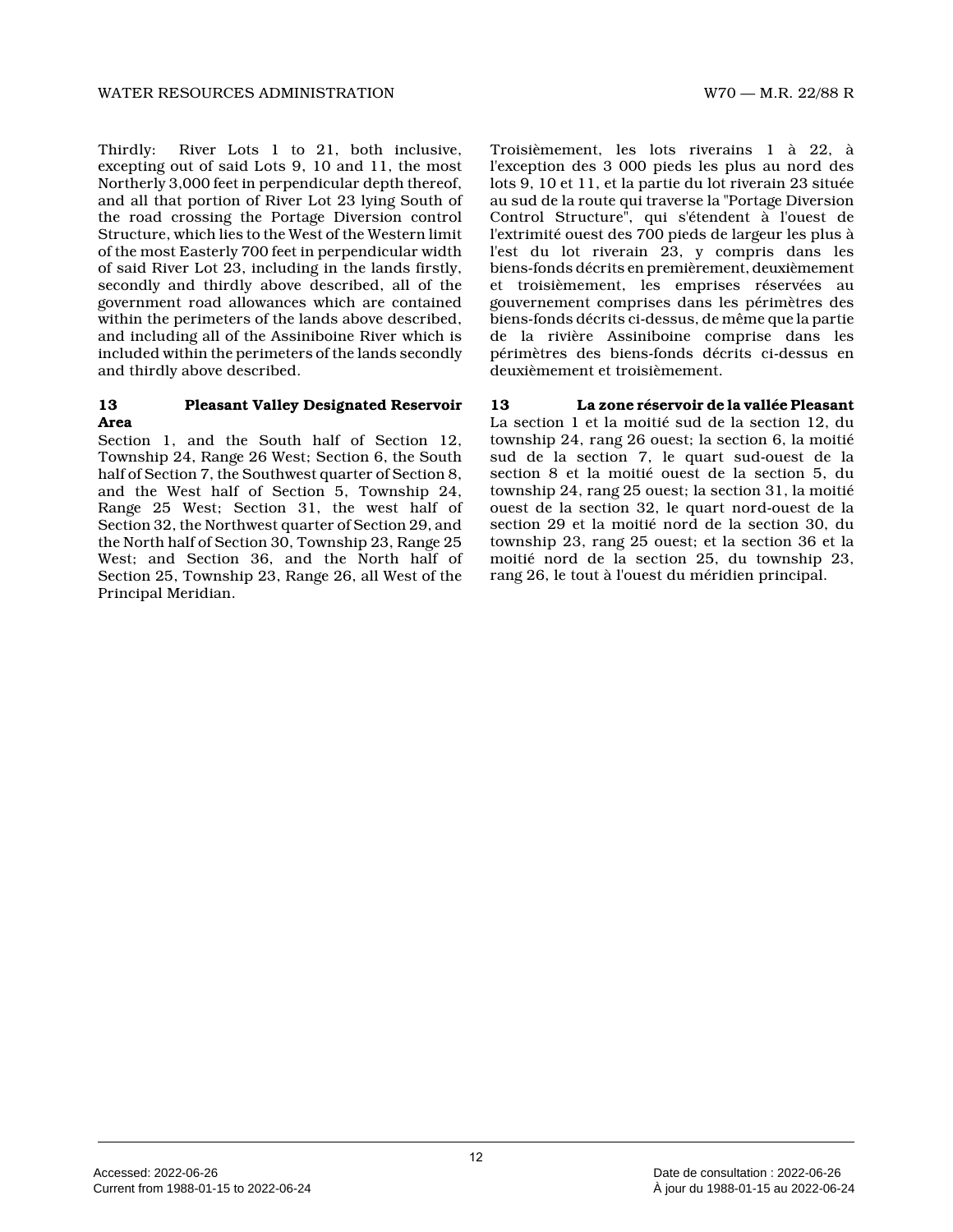Thirdly: River Lots 1 to 21, both inclusive, excepting out of said Lots 9, 10 and 11, the most Northerly 3,000 feet in perpendicular depth thereof, and all that portion of River Lot 23 lying South of the road crossing the Portage Diversion control Structure, which lies to the West of the Western limit of the most Easterly 700 feet in perpendicular width of said River Lot 23, including in the lands firstly, secondly and thirdly above described, all of the government road allowances which are contained within the perimeters of the lands above described, and including all of the Assiniboine River which is included within the perimeters of the lands secondly and thirdly above described.

Troisièmement, les lots riverains 1 à 22, à l'exception des 3 000 pieds les plus au nord des lots 9, 10 et 11, et la partie du lot riverain 23 située au sud de la route qui traverse la "Portage Diversion Control Structure", qui s'étendent à l'ouest de l'extrimité ouest des 700 pieds de largeur les plus à l'est du lot riverain 23, y compris dans les biens-fonds décrits en premièrement, deuxièmement et troisièmement, les emprises réservées au gouvernement comprises dans les périmètres des biens-fonds décrits ci-dessus, de même que la partie de la rivière Assiniboine comprise dans les périmètres des biens-fonds décrits ci-dessus en deuxièmement et troisièmement.

**13 Pleasant Valley Designated Reservoir Area**

Section 1, and the South half of Section 12, Township 24, Range 26 West; Section 6, the South half of Section 7, the Southwest quarter of Section 8, and the West half of Section 5, Township 24, Range 25 West; Section 31, the west half of Section 32, the Northwest quarter of Section 29, and the North half of Section 30, Township 23, Range 25 West; and Section 36, and the North half of Section 25, Township 23, Range 26, all West of the Principal Meridian.

**13 La zone réservoir de la vallée Pleasant**

La section 1 et la moitié sud de la section 12, du township 24, rang 26 ouest; la section 6, la moitié sud de la section 7, le quart sud-ouest de la section 8 et la moitié ouest de la section 5, du township 24, rang 25 ouest; la section 31, la moitié ouest de la section 32, le quart nord-ouest de la section 29 et la moitié nord de la section 30, du township 23, rang 25 ouest; et la section 36 et la moitié nord de la section 25, du township 23, rang 26, le tout à l'ouest du méridien principal.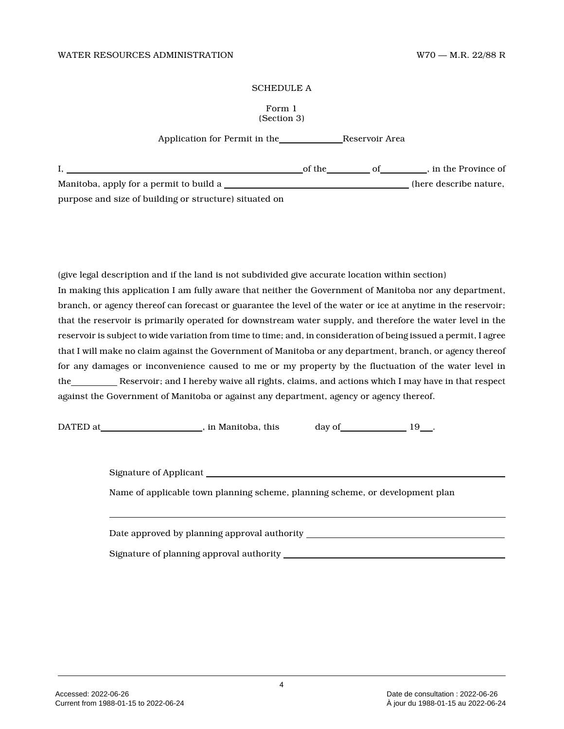SCHEDULE A

Form 1
(Section 3)

Application for Permit in the ______________ Reservoir Area

I, ____________________________________________ of the __________ of __________, in the Province of Manitoba, apply for a permit to build a ________________________________________ (here describe nature, purpose and size of building or structure) situated on

(give legal description and if the land is not subdivided give accurate location within section)

In making this application I am fully aware that neither the Government of Manitoba nor any department, branch, or agency thereof can forecast or guarantee the level of the water or ice at anytime in the reservoir; that the reservoir is primarily operated for downstream water supply, and therefore the water level in the reservoir is subject to wide variation from time to time; and, in consideration of being issued a permit, I agree that I will make no claim against the Government of Manitoba or any department, branch, or agency thereof for any damages or inconvenience caused to me or my property by the fluctuation of the water level in the __________ Reservoir; and I hereby waive all rights, claims, and actions which I may have in that respect against the Government of Manitoba or against any department, agency or agency thereof.

DATED at ______________________, in Manitoba, this ______ day of ______________ 19___.

Signature of Applicant ____________________________________________

Name of applicable town planning scheme, planning scheme, or development plan

____________________________________________

Date approved by planning approval authority ____________________________________________

Signature of planning approval authority ____________________________________________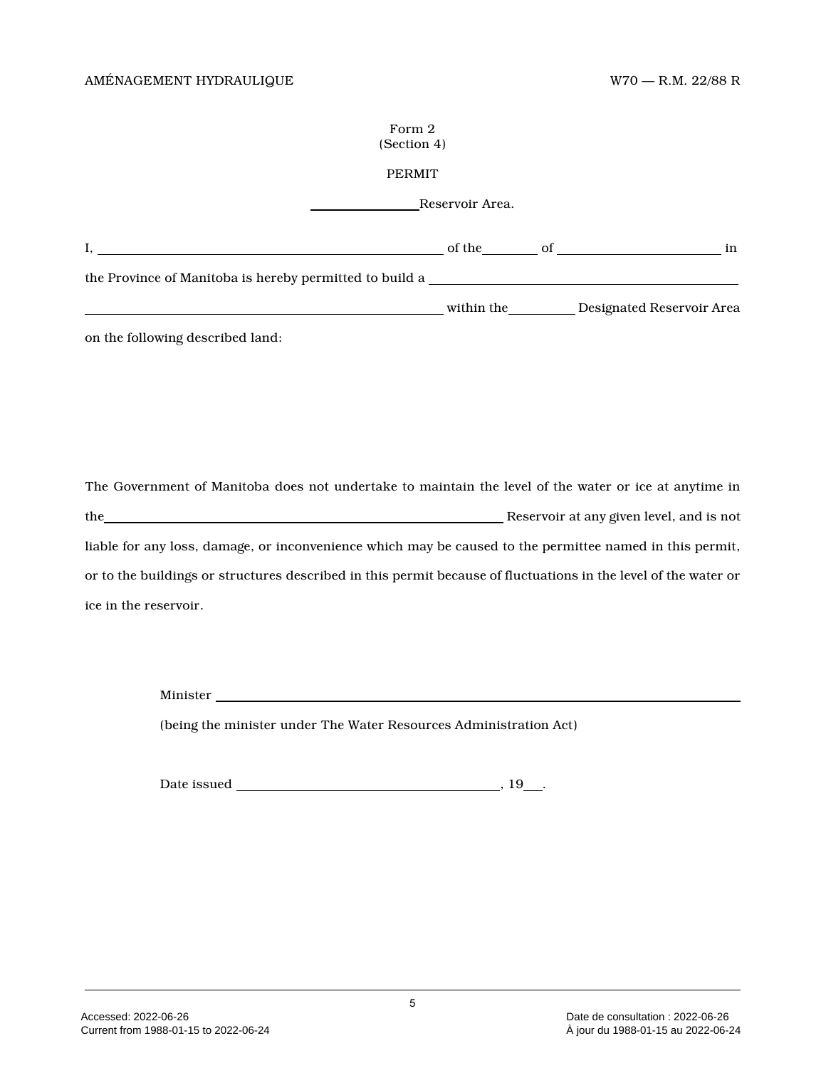Form 2
(Section 4)

PERMIT

\_\_\_\_\_\_\_\_\_\_\_\_\_\_\_\_Reservoir Area.

I, \_\_\_\_\_\_\_\_\_\_\_\_\_\_\_\_\_\_\_\_\_\_\_\_\_\_\_\_\_\_\_\_\_\_\_\_\_\_\_\_\_\_\_\_\_\_\_\_ of the\_\_\_\_\_\_\_\_ of \_\_\_\_\_\_\_\_\_\_\_\_\_\_\_\_\_\_\_\_\_\_\_\_ in the Province of Manitoba is hereby permitted to build a \_\_\_\_\_\_\_\_\_\_\_\_\_\_\_\_\_\_\_\_\_\_\_\_\_\_\_\_\_\_\_\_\_\_\_\_\_\_\_\_\_\_\_\_\_ \_\_\_\_\_\_\_\_\_\_\_\_\_\_\_\_\_\_\_\_\_\_\_\_\_\_\_\_\_\_\_\_\_\_\_\_\_\_\_\_\_\_\_\_\_\_\_\_\_\_\_\_ within the\_\_\_\_\_\_\_\_\_\_ Designated Reservoir Area on the following described land:

The Government of Manitoba does not undertake to maintain the level of the water or ice at anytime in the\_\_\_\_\_\_\_\_\_\_\_\_\_\_\_\_\_\_\_\_\_\_\_\_\_\_\_\_\_\_\_\_\_\_\_\_\_\_\_\_\_\_\_\_\_\_\_\_\_\_\_\_\_\_\_\_\_\_ Reservoir at any given level, and is not liable for any loss, damage, or inconvenience which may be caused to the permittee named in this permit, or to the buildings or structures described in this permit because of fluctuations in the level of the water or ice in the reservoir.

Minister \_\_\_\_\_\_\_\_\_\_\_\_\_\_\_\_\_\_\_\_\_\_\_\_\_\_\_\_\_\_\_\_\_\_\_\_\_\_\_\_\_\_\_\_\_\_\_\_\_\_\_\_\_\_\_\_\_\_\_\_\_\_\_\_\_\_\_\_\_\_\_\_\_\_\_\_

(being the minister under The Water Resources Administration Act)

Date issued \_\_\_\_\_\_\_\_\_\_\_\_\_\_\_\_\_\_\_\_\_\_\_\_\_\_\_\_\_\_\_\_\_\_\_\_\_\_\_, 19\_\_\_.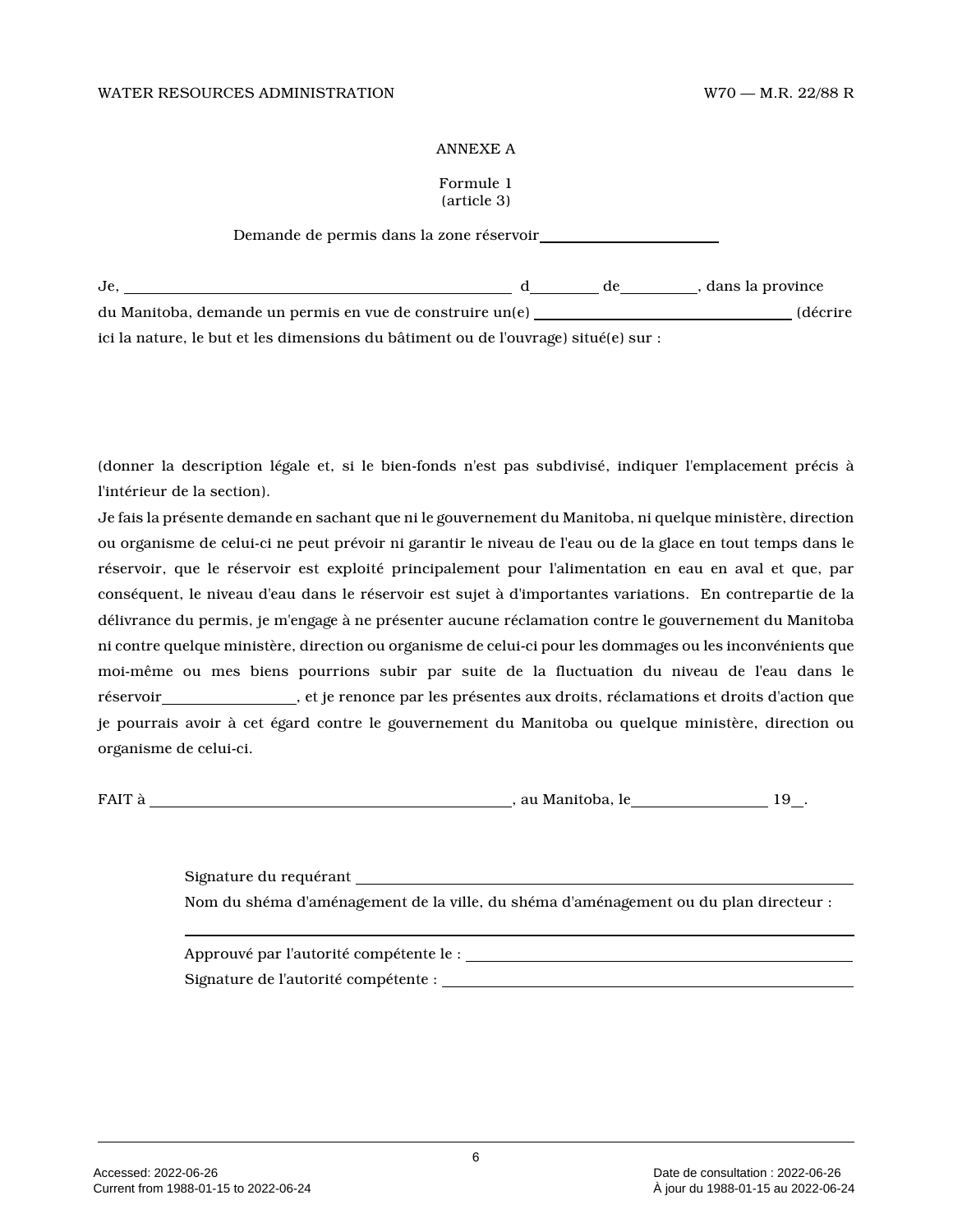ANNEXE A

Formule 1
(article 3)

Demande de permis dans la zone réservoir\_\_\_\_\_\_\_\_\_\_\_\_\_\_\_\_\_\_\_\_\_\_\_\_

Je, \_\_\_\_\_\_\_\_\_\_\_\_\_\_\_\_\_\_\_\_\_\_\_\_\_\_\_\_\_\_\_\_\_\_\_\_\_\_\_\_\_\_\_\_\_\_\_\_\_\_\_\_ d\_\_\_\_\_\_\_\_\_ de\_\_\_\_\_\_\_\_\_\_, dans la province du Manitoba, demande un permis en vue de construire un(e) \_\_\_\_\_\_\_\_\_\_\_\_\_\_\_\_\_\_\_\_\_\_\_\_\_\_\_\_\_\_\_\_\_\_\_\_\_ (décrire ici la nature, le but et les dimensions du bâtiment ou de l'ouvrage) situé(e) sur :

(donner la description légale et, si le bien-fonds n'est pas subdivisé, indiquer l'emplacement précis à l'intérieur de la section).

Je fais la présente demande en sachant que ni le gouvernement du Manitoba, ni quelque ministère, direction ou organisme de celui-ci ne peut prévoir ni garantir le niveau de l'eau ou de la glace en tout temps dans le réservoir, que le réservoir est exploité principalement pour l'alimentation en eau en aval et que, par conséquent, le niveau d'eau dans le réservoir est sujet à d'importantes variations. En contrepartie de la délivrance du permis, je m'engage à ne présenter aucune réclamation contre le gouvernement du Manitoba ni contre quelque ministère, direction ou organisme de celui-ci pour les dommages ou les inconvénients que moi-même ou mes biens pourrions subir par suite de la fluctuation du niveau de l'eau dans le réservoir\_\_\_\_\_\_\_\_\_\_\_\_\_\_\_\_\_\_\_, et je renonce par les présentes aux droits, réclamations et droits d'action que je pourrais avoir à cet égard contre le gouvernement du Manitoba ou quelque ministère, direction ou organisme de celui-ci.

FAIT à \_\_\_\_\_\_\_\_\_\_\_\_\_\_\_\_\_\_\_\_\_\_\_\_\_\_\_\_\_\_\_\_\_\_\_\_\_\_\_\_\_\_\_\_\_\_\_\_, au Manitoba, le\_\_\_\_\_\_\_\_\_\_\_\_\_\_\_\_\_\_\_ 19\_\_.

Signature du requérant \_\_\_\_\_\_\_\_\_\_\_\_\_\_\_\_\_\_\_\_\_\_\_\_\_\_\_\_\_\_\_\_\_\_\_\_\_\_\_\_\_\_\_\_\_\_\_\_\_\_\_\_\_\_\_\_\_\_\_\_\_\_\_

Nom du shéma d'aménagement de la ville, du shéma d'aménagement ou du plan directeur :

\_\_\_\_\_\_\_\_\_\_\_\_\_\_\_\_\_\_\_\_\_\_\_\_\_\_\_\_\_\_\_\_\_\_\_\_\_\_\_\_\_\_\_\_\_\_\_\_\_\_\_\_\_\_\_\_\_\_\_\_\_\_\_\_\_\_\_\_\_\_\_\_\_\_\_\_\_\_\_\_\_\_\_\_\_\_\_\_\_\_\_

Approuvé par l'autorité compétente le : \_\_\_\_\_\_\_\_\_\_\_\_\_\_\_\_\_\_\_\_\_\_\_\_\_\_\_\_\_\_\_\_\_\_\_\_\_\_\_\_\_\_\_\_\_\_\_\_\_

Signature de l'autorité compétente : \_\_\_\_\_\_\_\_\_\_\_\_\_\_\_\_\_\_\_\_\_\_\_\_\_\_\_\_\_\_\_\_\_\_\_\_\_\_\_\_\_\_\_\_\_\_\_\_\_\_\_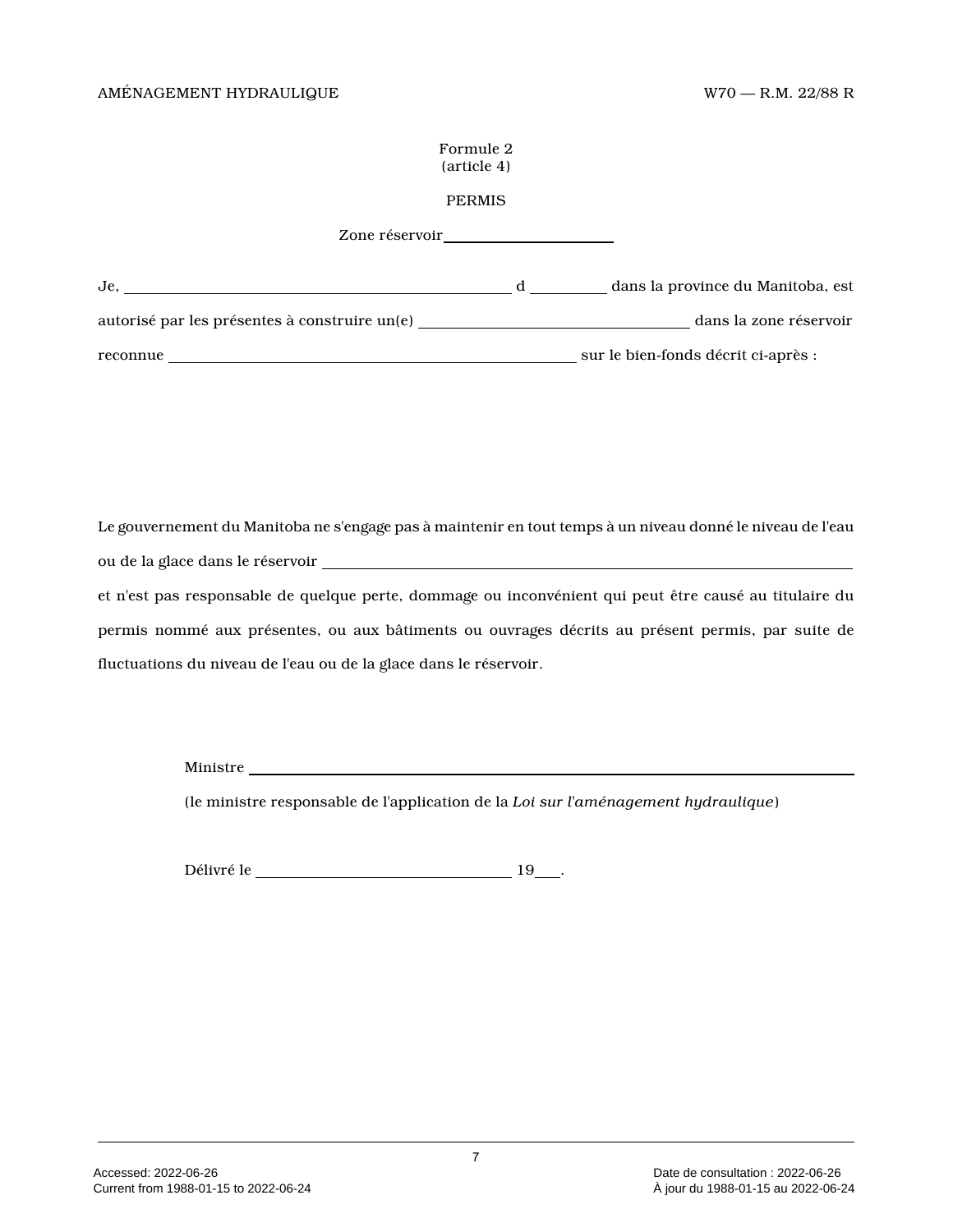Formule 2
(article 4)

PERMIS

Zone réservoir \_\_\_\_\_\_\_\_\_\_\_\_\_\_\_\_\_\_\_\_

Je, \_\_\_\_\_\_\_\_\_\_\_\_\_\_\_\_\_\_\_\_\_\_\_\_\_\_\_\_\_\_\_\_\_\_\_\_\_\_\_\_\_\_\_\_ d \_\_\_\_\_\_\_\_\_ dans la province du Manitoba, est autorisé par les présentes à construire un(e) \_\_\_\_\_\_\_\_\_\_\_\_\_\_\_\_\_\_\_\_\_\_\_\_\_\_\_\_\_\_ dans la zone réservoir reconnue \_\_\_\_\_\_\_\_\_\_\_\_\_\_\_\_\_\_\_\_\_\_\_\_\_\_\_\_\_\_\_\_\_\_\_\_\_\_\_\_\_\_\_\_\_\_ sur le bien-fonds décrit ci-après :

Le gouvernement du Manitoba ne s'engage pas à maintenir en tout temps à un niveau donné le niveau de l'eau ou de la glace dans le réservoir \_\_\_\_\_\_\_\_\_\_\_\_\_\_\_\_\_\_\_\_\_\_\_\_\_\_\_\_\_\_\_\_\_\_\_\_\_\_\_\_\_\_\_\_\_\_\_\_\_\_\_\_\_\_\_\_\_\_
et n'est pas responsable de quelque perte, dommage ou inconvénient qui peut être causé au titulaire du permis nommé aux présentes, ou aux bâtiments ou ouvrages décrits au présent permis, par suite de fluctuations du niveau de l'eau ou de la glace dans le réservoir.

Ministre \_\_\_\_\_\_\_\_\_\_\_\_\_\_\_\_\_\_\_\_\_\_\_\_\_\_\_\_\_\_\_\_\_\_\_\_\_\_\_\_\_\_\_\_\_\_\_\_\_\_\_\_\_\_\_\_\_\_\_\_\_\_\_\_\_\_

(le ministre responsable de l'application de la *Loi sur l'aménagement hydraulique*)

Délivré le \_\_\_\_\_\_\_\_\_\_\_\_\_\_\_\_\_\_\_\_\_\_\_\_\_\_\_\_\_\_ 19\_\_\_.